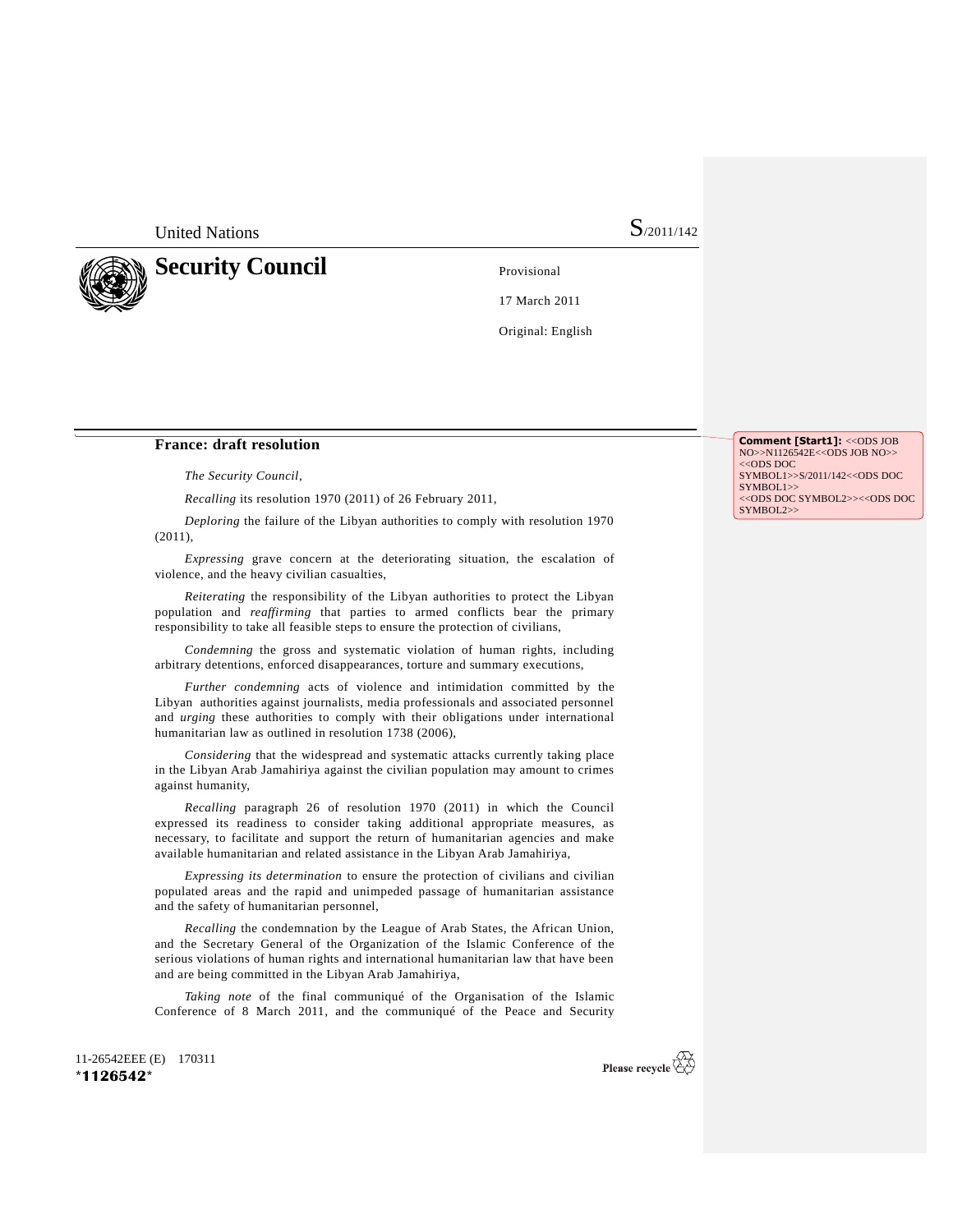United Nations

S/2011/142

# Security Council

Provisional

17 March 2011

Original: English

## France: draft resolution

*The Security Council*,

*Recalling* its resolution 1970 (2011) of 26 February 2011,

*Deploring* the failure of the Libyan authorities to comply with resolution 1970 (2011),

*Expressing* grave concern at the deteriorating situation, the escalation of violence, and the heavy civilian casualties,

*Reiterating* the responsibility of the Libyan authorities to protect the Libyan population and *reaffirming* that parties to armed conflicts bear the primary responsibility to take all feasible steps to ensure the protection of civilians,

*Condemning* the gross and systematic violation of human rights, including arbitrary detentions, enforced disappearances, torture and summary executions,

*Further condemning* acts of violence and intimidation committed by the Libyan authorities against journalists, media professionals and associated personnel and *urging* these authorities to comply with their obligations under international humanitarian law as outlined in resolution 1738 (2006),

*Considering* that the widespread and systematic attacks currently taking place in the Libyan Arab Jamahiriya against the civilian population may amount to crimes against humanity,

*Recalling* paragraph 26 of resolution 1970 (2011) in which the Council expressed its readiness to consider taking additional appropriate measures, as necessary, to facilitate and support the return of humanitarian agencies and make available humanitarian and related assistance in the Libyan Arab Jamahiriya,

*Expressing its determination* to ensure the protection of civilians and civilian populated areas and the rapid and unimpeded passage of humanitarian assistance and the safety of humanitarian personnel,

*Recalling* the condemnation by the League of Arab States, the African Union, and the Secretary General of the Organization of the Islamic Conference of the serious violations of human rights and international humanitarian law that have been and are being committed in the Libyan Arab Jamahiriya,

*Taking note* of the final communiqué of the Organisation of the Islamic Conference of 8 March 2011, and the communiqué of the Peace and Security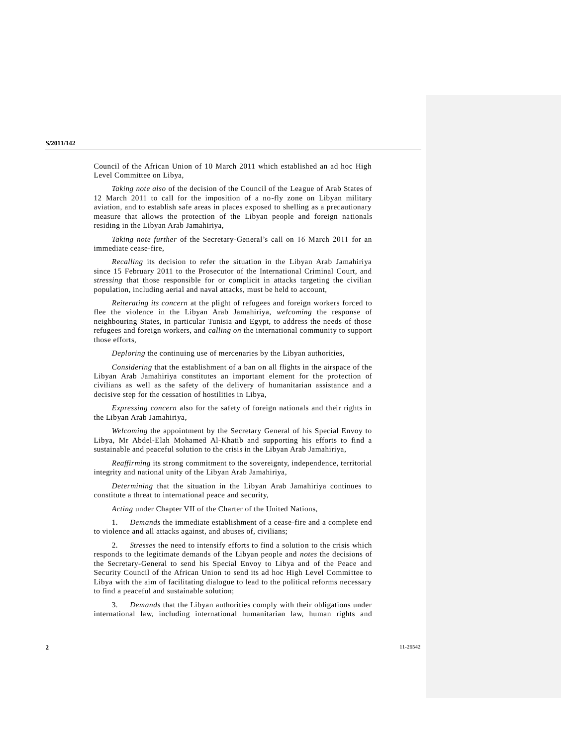Council of the African Union of 10 March 2011 which established an ad hoc High Level Committee on Libya,

*Taking note also* of the decision of the Council of the League of Arab States of 12 March 2011 to call for the imposition of a no-fly zone on Libyan military aviation, and to establish safe areas in places exposed to shelling as a precautionary measure that allows the protection of the Libyan people and foreign nationals residing in the Libyan Arab Jamahiriya,

*Taking note further* of the Secretary-General's call on 16 March 2011 for an immediate cease-fire,

*Recalling* its decision to refer the situation in the Libyan Arab Jamahiriya since 15 February 2011 to the Prosecutor of the International Criminal Court, and *stressing* that those responsible for or complicit in attacks targeting the civilian population, including aerial and naval attacks, must be held to account,

*Reiterating its concern* at the plight of refugees and foreign workers forced to flee the violence in the Libyan Arab Jamahiriya, *welcoming* the response of neighbouring States, in particular Tunisia and Egypt, to address the needs of those refugees and foreign workers, and *calling on* the international community to support those efforts,

*Deploring* the continuing use of mercenaries by the Libyan authorities,

*Considering* that the establishment of a ban on all flights in the airspace of the Libyan Arab Jamahiriya constitutes an important element for the protection of civilians as well as the safety of the delivery of humanitarian assistance and a decisive step for the cessation of hostilities in Libya,

*Expressing concern* also for the safety of foreign nationals and their rights in the Libyan Arab Jamahiriya,

*Welcoming* the appointment by the Secretary General of his Special Envoy to Libya, Mr Abdel-Elah Mohamed Al-Khatib and supporting his efforts to find a sustainable and peaceful solution to the crisis in the Libyan Arab Jamahiriya,

*Reaffirming* its strong commitment to the sovereignty, independence, territorial integrity and national unity of the Libyan Arab Jamahiriya,

*Determining* that the situation in the Libyan Arab Jamahiriya continues to constitute a threat to international peace and security,

*Acting* under Chapter VII of the Charter of the United Nations,

1. *Demands* the immediate establishment of a cease-fire and a complete end to violence and all attacks against, and abuses of, civilians;

2. *Stresses* the need to intensify efforts to find a solution to the crisis which responds to the legitimate demands of the Libyan people and *notes* the decisions of the Secretary-General to send his Special Envoy to Libya and of the Peace and Security Council of the African Union to send its ad hoc High Level Committee to Libya with the aim of facilitating dialogue to lead to the political reforms necessary to find a peaceful and sustainable solution;

3. *Demands* that the Libyan authorities comply with their obligations under international law, including international humanitarian law, human rights and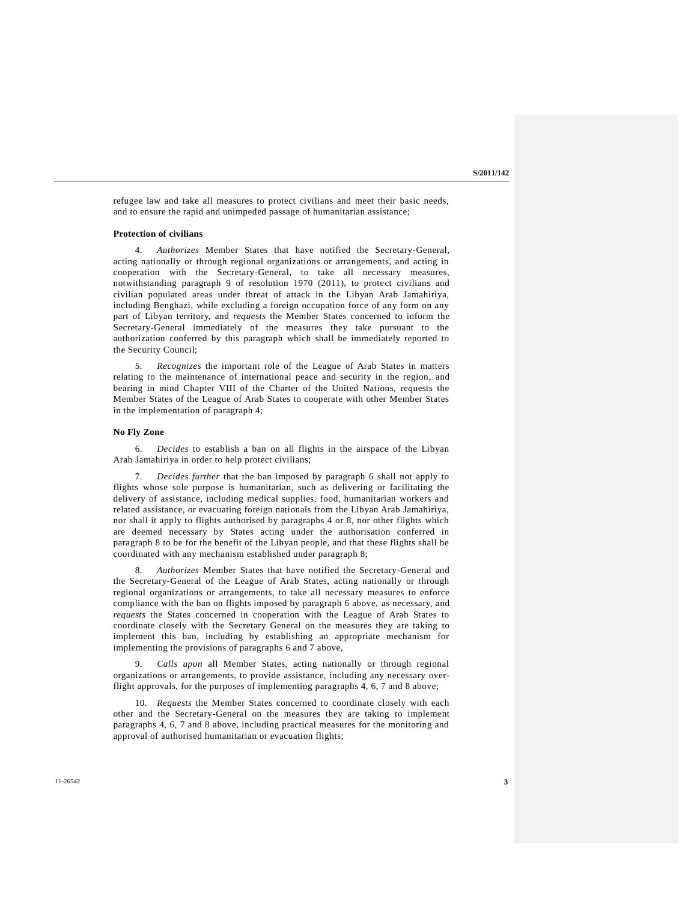refugee law and take all measures to protect civilians and meet their basic needs, and to ensure the rapid and unimpeded passage of humanitarian assistance;

**Protection of civilians**

4. *Authorizes* Member States that have notified the Secretary-General, acting nationally or through regional organizations or arrangements, and acting in cooperation with the Secretary-General, to take all necessary measures, notwithstanding paragraph 9 of resolution 1970 (2011), to protect civilians and civilian populated areas under threat of attack in the Libyan Arab Jamahiriya, including Benghazi, while excluding a foreign occupation force of any form on any part of Libyan territory, and *requests* the Member States concerned to inform the Secretary-General immediately of the measures they take pursuant to the authorization conferred by this paragraph which shall be immediately reported to the Security Council;

5. *Recognizes* the important role of the League of Arab States in matters relating to the maintenance of international peace and security in the region, and bearing in mind Chapter VIII of the Charter of the United Nations, requests the Member States of the League of Arab States to cooperate with other Member States in the implementation of paragraph 4;

**No Fly Zone**

6. *Decides* to establish a ban on all flights in the airspace of the Libyan Arab Jamahiriya in order to help protect civilians;

7. *Decides further* that the ban imposed by paragraph 6 shall not apply to flights whose sole purpose is humanitarian, such as delivering or facilitating the delivery of assistance, including medical supplies, food, humanitarian workers and related assistance, or evacuating foreign nationals from the Libyan Arab Jamahiriya, nor shall it apply to flights authorised by paragraphs 4 or 8, nor other flights which are deemed necessary by States acting under the authorisation conferred in paragraph 8 to be for the benefit of the Libyan people, and that these flights shall be coordinated with any mechanism established under paragraph 8;

8. *Authorizes* Member States that have notified the Secretary-General and the Secretary-General of the League of Arab States, acting nationally or through regional organizations or arrangements, to take all necessary measures to enforce compliance with the ban on flights imposed by paragraph 6 above, as necessary, and *requests* the States concerned in cooperation with the League of Arab States to coordinate closely with the Secretary General on the measures they are taking to implement this ban, including by establishing an appropriate mechanism for implementing the provisions of paragraphs 6 and 7 above,

9. *Calls upon* all Member States, acting nationally or through regional organizations or arrangements, to provide assistance, including any necessary over-flight approvals, for the purposes of implementing paragraphs 4, 6, 7 and 8 above;

10. *Requests* the Member States concerned to coordinate closely with each other and the Secretary-General on the measures they are taking to implement paragraphs 4, 6, 7 and 8 above, including practical measures for the monitoring and approval of authorised humanitarian or evacuation flights;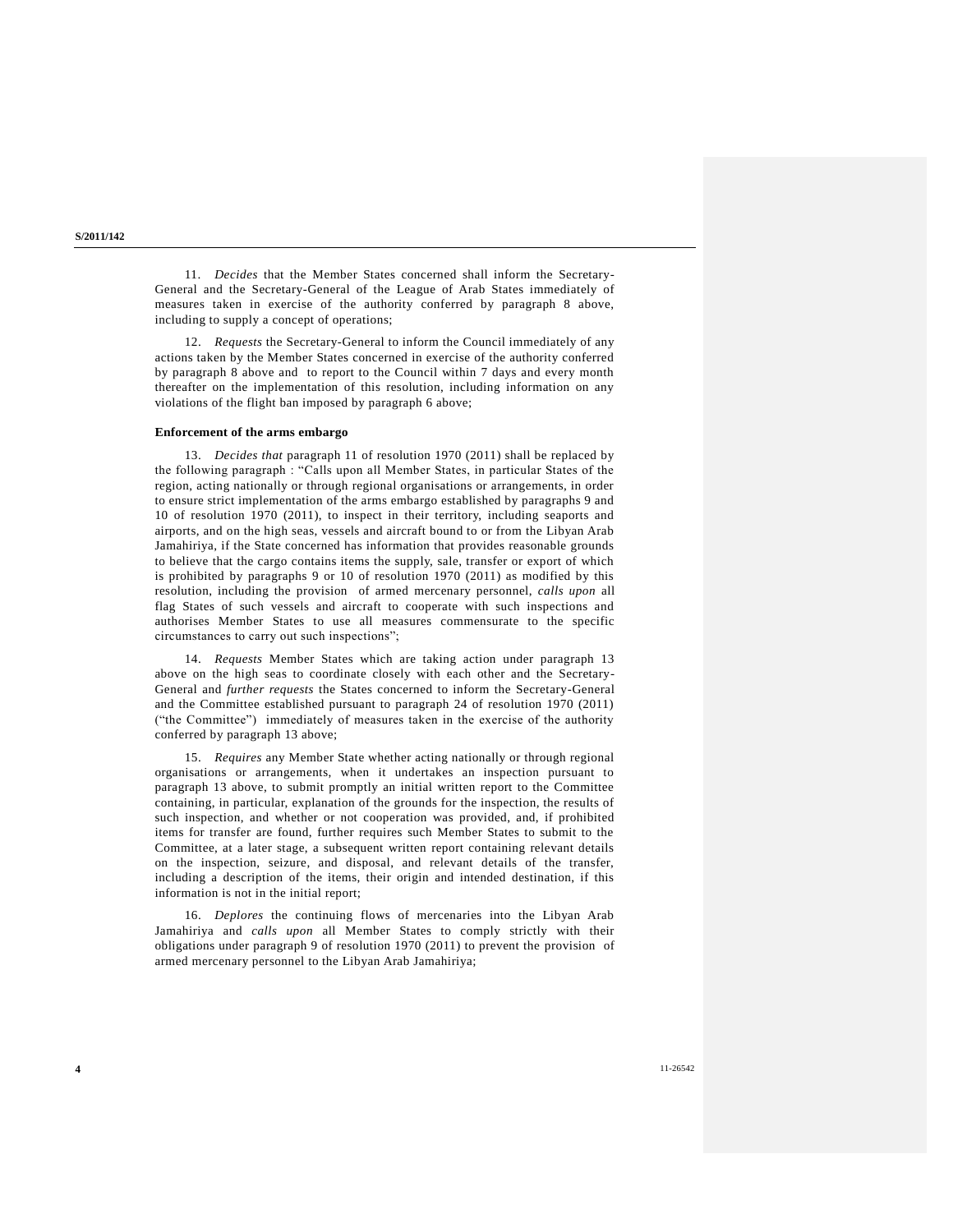11. *Decides* that the Member States concerned shall inform the Secretary-General and the Secretary-General of the League of Arab States immediately of measures taken in exercise of the authority conferred by paragraph 8 above, including to supply a concept of operations;

12. *Requests* the Secretary-General to inform the Council immediately of any actions taken by the Member States concerned in exercise of the authority conferred by paragraph 8 above and to report to the Council within 7 days and every month thereafter on the implementation of this resolution, including information on any violations of the flight ban imposed by paragraph 6 above;

**Enforcement of the arms embargo**

13. *Decides that* paragraph 11 of resolution 1970 (2011) shall be replaced by the following paragraph : "Calls upon all Member States, in particular States of the region, acting nationally or through regional organisations or arrangements, in order to ensure strict implementation of the arms embargo established by paragraphs 9 and 10 of resolution 1970 (2011), to inspect in their territory, including seaports and airports, and on the high seas, vessels and aircraft bound to or from the Libyan Arab Jamahiriya, if the State concerned has information that provides reasonable grounds to believe that the cargo contains items the supply, sale, transfer or export of which is prohibited by paragraphs 9 or 10 of resolution 1970 (2011) as modified by this resolution, including the provision of armed mercenary personnel, *calls upon* all flag States of such vessels and aircraft to cooperate with such inspections and authorises Member States to use all measures commensurate to the specific circumstances to carry out such inspections";

14. *Requests* Member States which are taking action under paragraph 13 above on the high seas to coordinate closely with each other and the Secretary-General and *further requests* the States concerned to inform the Secretary-General and the Committee established pursuant to paragraph 24 of resolution 1970 (2011) ("the Committee") immediately of measures taken in the exercise of the authority conferred by paragraph 13 above;

15. *Requires* any Member State whether acting nationally or through regional organisations or arrangements, when it undertakes an inspection pursuant to paragraph 13 above, to submit promptly an initial written report to the Committee containing, in particular, explanation of the grounds for the inspection, the results of such inspection, and whether or not cooperation was provided, and, if prohibited items for transfer are found, further requires such Member States to submit to the Committee, at a later stage, a subsequent written report containing relevant details on the inspection, seizure, and disposal, and relevant details of the transfer, including a description of the items, their origin and intended destination, if this information is not in the initial report;

16. *Deplores* the continuing flows of mercenaries into the Libyan Arab Jamahiriya and *calls upon* all Member States to comply strictly with their obligations under paragraph 9 of resolution 1970 (2011) to prevent the provision of armed mercenary personnel to the Libyan Arab Jamahiriya;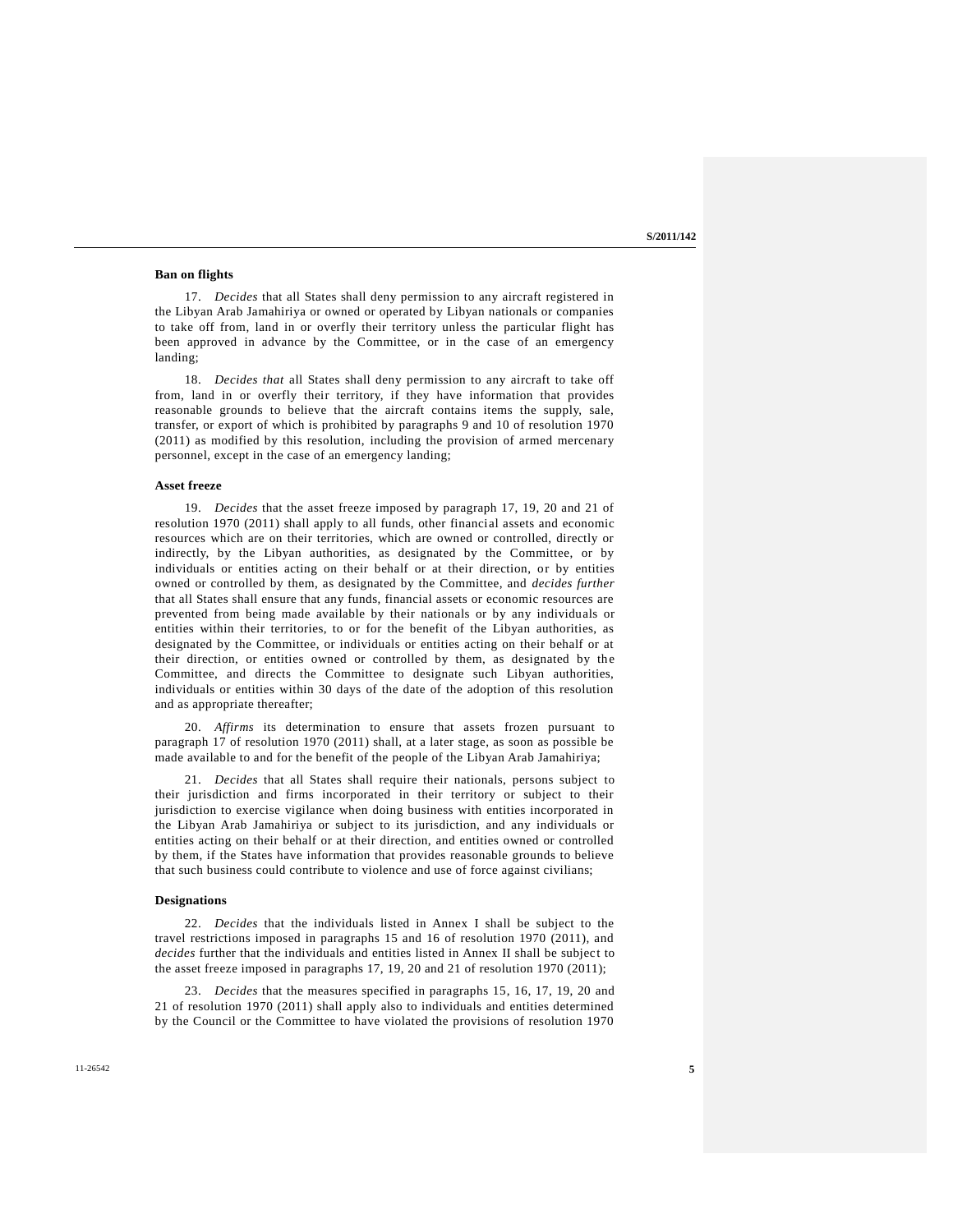**Ban on flights**

17. *Decides* that all States shall deny permission to any aircraft registered in the Libyan Arab Jamahiriya or owned or operated by Libyan nationals or companies to take off from, land in or overfly their territory unless the particular flight has been approved in advance by the Committee, or in the case of an emergency landing;

18. *Decides that* all States shall deny permission to any aircraft to take off from, land in or overfly their territory, if they have information that provides reasonable grounds to believe that the aircraft contains items the supply, sale, transfer, or export of which is prohibited by paragraphs 9 and 10 of resolution 1970 (2011) as modified by this resolution, including the provision of armed mercenary personnel, except in the case of an emergency landing;

**Asset freeze**

19. *Decides* that the asset freeze imposed by paragraph 17, 19, 20 and 21 of resolution 1970 (2011) shall apply to all funds, other financial assets and economic resources which are on their territories, which are owned or controlled, directly or indirectly, by the Libyan authorities, as designated by the Committee, or by individuals or entities acting on their behalf or at their direction, or by entities owned or controlled by them, as designated by the Committee, and *decides further* that all States shall ensure that any funds, financial assets or economic resources are prevented from being made available by their nationals or by any individuals or entities within their territories, to or for the benefit of the Libyan authorities, as designated by the Committee, or individuals or entities acting on their behalf or at their direction, or entities owned or controlled by them, as designated by the Committee, and directs the Committee to designate such Libyan authorities, individuals or entities within 30 days of the date of the adoption of this resolution and as appropriate thereafter;

20. *Affirms* its determination to ensure that assets frozen pursuant to paragraph 17 of resolution 1970 (2011) shall, at a later stage, as soon as possible be made available to and for the benefit of the people of the Libyan Arab Jamahiriya;

21. *Decides* that all States shall require their nationals, persons subject to their jurisdiction and firms incorporated in their territory or subject to their jurisdiction to exercise vigilance when doing business with entities incorporated in the Libyan Arab Jamahiriya or subject to its jurisdiction, and any individuals or entities acting on their behalf or at their direction, and entities owned or controlled by them, if the States have information that provides reasonable grounds to believe that such business could contribute to violence and use of force against civilians;

**Designations**

22. *Decides* that the individuals listed in Annex I shall be subject to the travel restrictions imposed in paragraphs 15 and 16 of resolution 1970 (2011), and *decides* further that the individuals and entities listed in Annex II shall be subject to the asset freeze imposed in paragraphs 17, 19, 20 and 21 of resolution 1970 (2011);

23. *Decides* that the measures specified in paragraphs 15, 16, 17, 19, 20 and 21 of resolution 1970 (2011) shall apply also to individuals and entities determined by the Council or the Committee to have violated the provisions of resolution 1970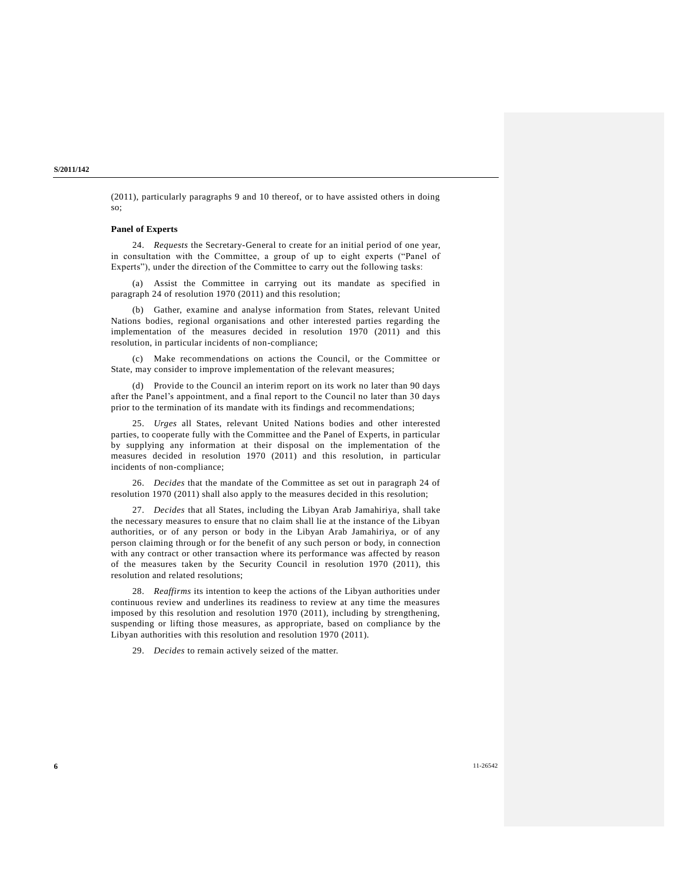(2011), particularly paragraphs 9 and 10 thereof, or to have assisted others in doing so;

**Panel of Experts**

24. *Requests* the Secretary-General to create for an initial period of one year, in consultation with the Committee, a group of up to eight experts ("Panel of Experts"), under the direction of the Committee to carry out the following tasks:

(a) Assist the Committee in carrying out its mandate as specified in paragraph 24 of resolution 1970 (2011) and this resolution;

(b) Gather, examine and analyse information from States, relevant United Nations bodies, regional organisations and other interested parties regarding the implementation of the measures decided in resolution 1970 (2011) and this resolution, in particular incidents of non-compliance;

(c) Make recommendations on actions the Council, or the Committee or State, may consider to improve implementation of the relevant measures;

(d) Provide to the Council an interim report on its work no later than 90 days after the Panel's appointment, and a final report to the Council no later than 30 days prior to the termination of its mandate with its findings and recommendations;

25. *Urges* all States, relevant United Nations bodies and other interested parties, to cooperate fully with the Committee and the Panel of Experts, in particular by supplying any information at their disposal on the implementation of the measures decided in resolution 1970 (2011) and this resolution, in particular incidents of non-compliance;

26. *Decides* that the mandate of the Committee as set out in paragraph 24 of resolution 1970 (2011) shall also apply to the measures decided in this resolution;

27. *Decides* that all States, including the Libyan Arab Jamahiriya, shall take the necessary measures to ensure that no claim shall lie at the instance of the Libyan authorities, or of any person or body in the Libyan Arab Jamahiriya, or of any person claiming through or for the benefit of any such person or body, in connection with any contract or other transaction where its performance was affected by reason of the measures taken by the Security Council in resolution 1970 (2011), this resolution and related resolutions;

28. *Reaffirms* its intention to keep the actions of the Libyan authorities under continuous review and underlines its readiness to review at any time the measures imposed by this resolution and resolution 1970 (2011), including by strengthening, suspending or lifting those measures, as appropriate, based on compliance by the Libyan authorities with this resolution and resolution 1970 (2011).

29. *Decides* to remain actively seized of the matter.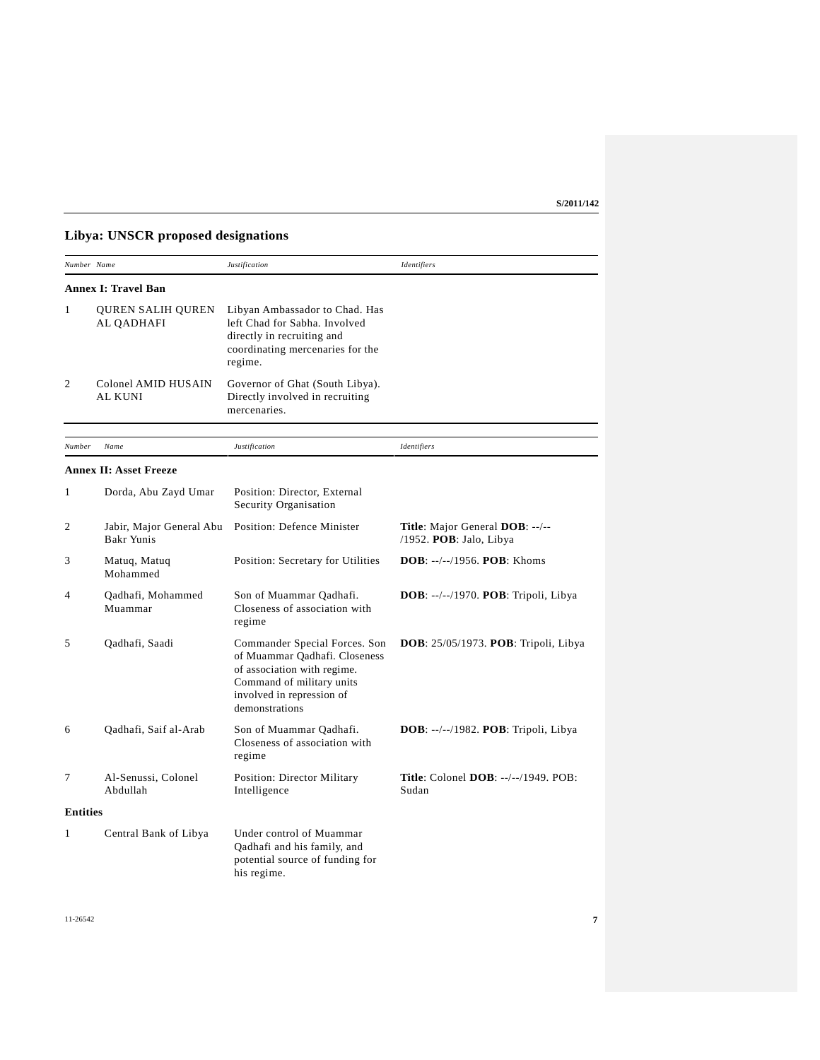## Libya: UNSCR proposed designations

| Number | Name | Justification | Identifiers |
|---|---|---|---|
| **Annex I: Travel Ban** | | | |
| 1 | QUREN SALIH QUREN AL QADHAFI | Libyan Ambassador to Chad. Has left Chad for Sabha. Involved directly in recruiting and coordinating mercenaries for the regime. | |
| 2 | Colonel AMID HUSAIN AL KUNI | Governor of Ghat (South Libya). Directly involved in recruiting mercenaries. | |

| Number | Name | Justification | Identifiers |
|---|---|---|---|
| **Annex II: Asset Freeze** | | | |
| 1 | Dorda, Abu Zayd Umar | Position: Director, External Security Organisation | |
| 2 | Jabir, Major General Abu Bakr Yunis | Position: Defence Minister | **Title**: Major General **DOB**: --/--/1952. **POB**: Jalo, Libya |
| 3 | Matuq, Matuq Mohammed | Position: Secretary for Utilities | **DOB**: --/--/1956. **POB**: Khoms |
| 4 | Qadhafi, Mohammed Muammar | Son of Muammar Qadhafi. Closeness of association with regime | **DOB**: --/--/1970. **POB**: Tripoli, Libya |
| 5 | Qadhafi, Saadi | Commander Special Forces. Son of Muammar Qadhafi. Closeness of association with regime. Command of military units involved in repression of demonstrations | **DOB**: 25/05/1973. **POB**: Tripoli, Libya |
| 6 | Qadhafi, Saif al-Arab | Son of Muammar Qadhafi. Closeness of association with regime | **DOB**: --/--/1982. **POB**: Tripoli, Libya |
| 7 | Al-Senussi, Colonel Abdullah | Position: Director Military Intelligence | **Title**: Colonel **DOB**: --/--/1949. POB: Sudan |
| **Entities** | | | |
| 1 | Central Bank of Libya | Under control of Muammar Qadhafi and his family, and potential source of funding for his regime. | |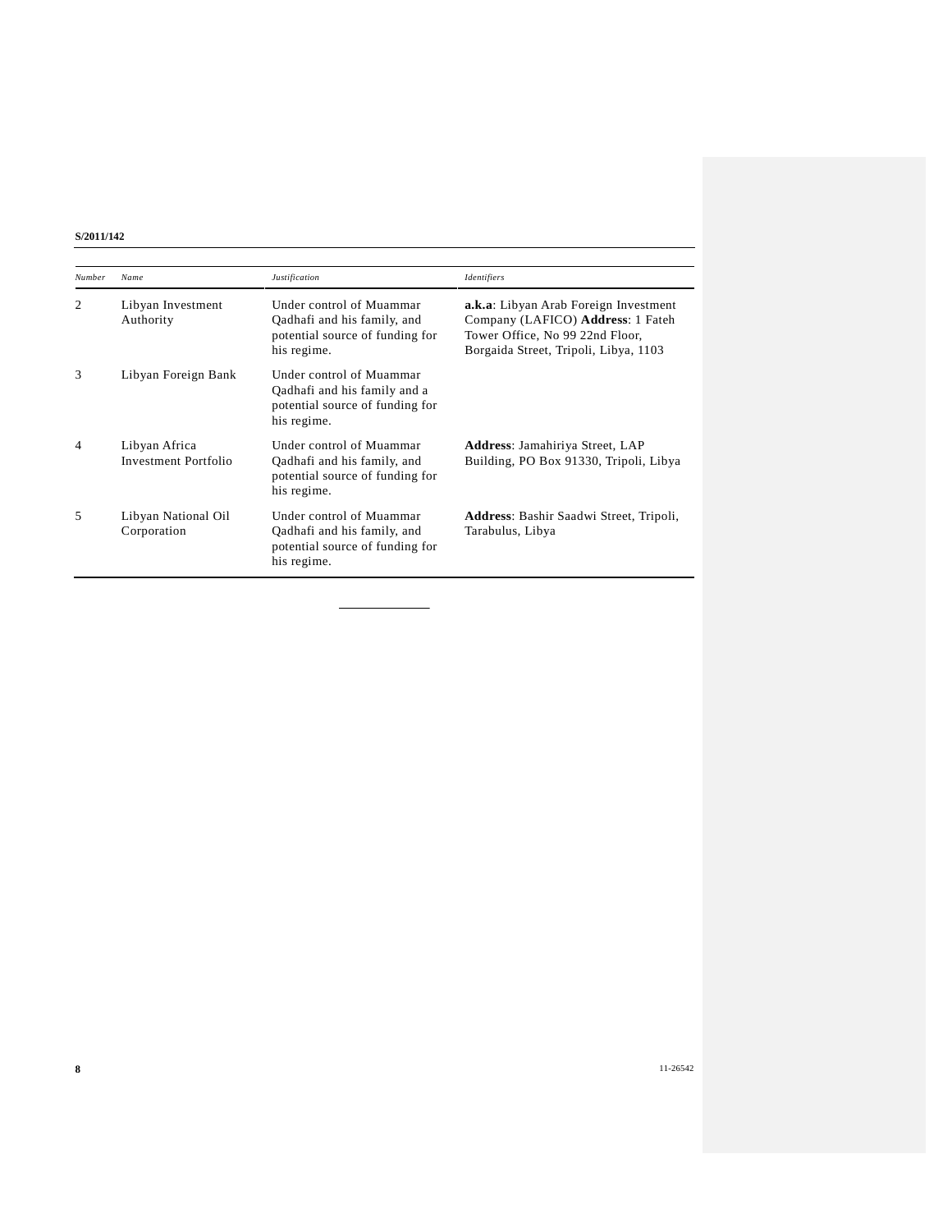| *Number* | *Name* | *Justification* | *Identifiers* |
|---|---|---|---|
| 2 | Libyan Investment Authority | Under control of Muammar Qadhafi and his family, and potential source of funding for his regime. | **a.k.a**: Libyan Arab Foreign Investment Company (LAFICO) **Address**: 1 Fateh Tower Office, No 99 22nd Floor, Borgaida Street, Tripoli, Libya, 1103 |
| 3 | Libyan Foreign Bank | Under control of Muammar Qadhafi and his family and a potential source of funding for his regime. | |
| 4 | Libyan Africa Investment Portfolio | Under control of Muammar Qadhafi and his family, and potential source of funding for his regime. | **Address**: Jamahiriya Street, LAP Building, PO Box 91330, Tripoli, Libya |
| 5 | Libyan National Oil Corporation | Under control of Muammar Qadhafi and his family, and potential source of funding for his regime. | **Address**: Bashir Saadwi Street, Tripoli, Tarabulus, Libya |